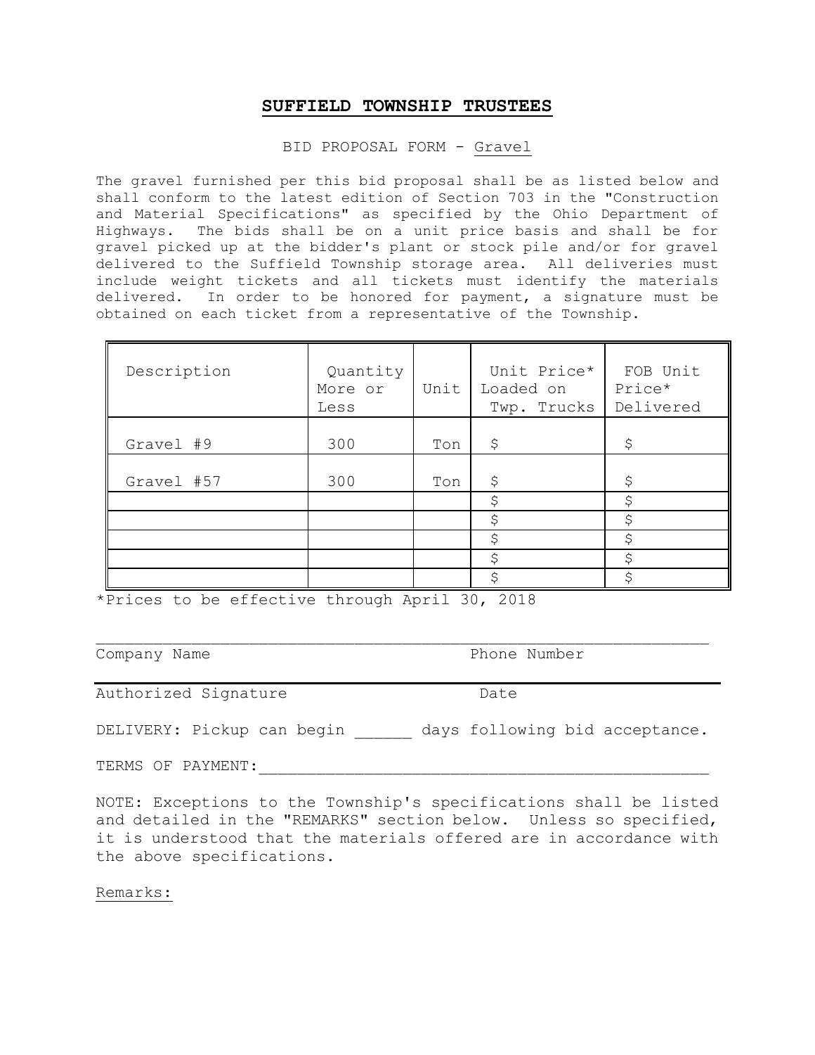# SUFFIELD TOWNSHIP TRUSTEES

BID PROPOSAL FORM - Gravel

The gravel furnished per this bid proposal shall be as listed below and shall conform to the latest edition of Section 703 in the "Construction and Material Specifications" as specified by the Ohio Department of Highways. The bids shall be on a unit price basis and shall be for gravel picked up at the bidder's plant or stock pile and/or for gravel delivered to the Suffield Township storage area. All deliveries must include weight tickets and all tickets must identify the materials delivered. In order to be honored for payment, a signature must be obtained on each ticket from a representative of the Township.

| Description | Quantity More or Less | Unit | Unit Price* Loaded on Twp. Trucks | FOB Unit Price* Delivered |
|---|---|---|---|---|
| Gravel #9 | 300 | Ton | $ | $ |
| Gravel #57 | 300 | Ton | $ | $ |
| | | | $ | $ |
| | | | $ | $ |
| | | | $ | $ |
| | | | $ | $ |
| | | | $ | $ |

*Prices to be effective through April 30, 2018

______________________________________________________________

Company Name                                   Phone Number

______________________________________________________________

Authorized Signature                           Date

DELIVERY: Pickup can begin ______ days following bid acceptance.

TERMS OF PAYMENT:_______________________________________________

NOTE: Exceptions to the Township's specifications shall be listed and detailed in the "REMARKS" section below. Unless so specified, it is understood that the materials offered are in accordance with the above specifications.

Remarks: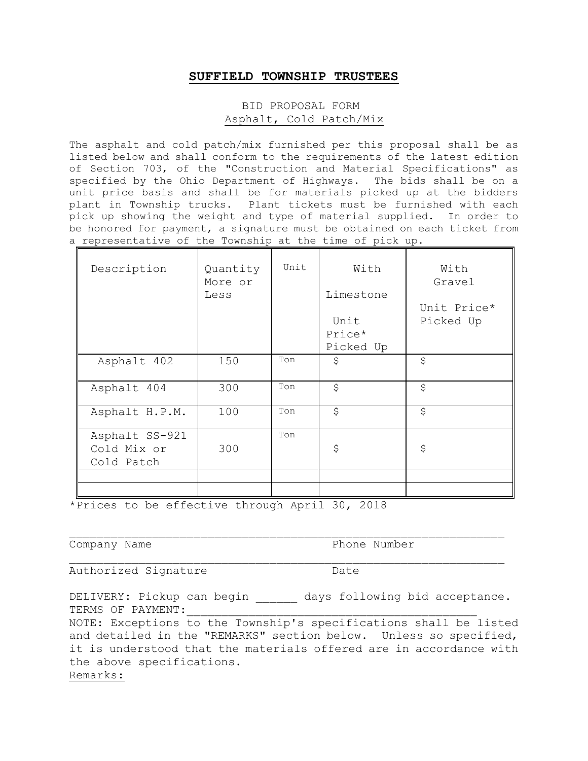# SUFFIELD TOWNSHIP TRUSTEES

BID PROPOSAL FORM
Asphalt, Cold Patch/Mix

The asphalt and cold patch/mix furnished per this proposal shall be as listed below and shall conform to the requirements of the latest edition of Section 703, of the "Construction and Material Specifications" as specified by the Ohio Department of Highways. The bids shall be on a unit price basis and shall be for materials picked up at the bidders plant in Township trucks. Plant tickets must be furnished with each pick up showing the weight and type of material supplied. In order to be honored for payment, a signature must be obtained on each ticket from a representative of the Township at the time of pick up.

| Description | Quantity More or Less | Unit | With Limestone Unit Price* Picked Up | With Gravel Unit Price* Picked Up |
|---|---|---|---|---|
| Asphalt 402 | 150 | Ton | $ | $ |
| Asphalt 404 | 300 | Ton | $ | $ |
| Asphalt H.P.M. | 100 | Ton | $ | $ |
| Asphalt SS-921 Cold Mix or Cold Patch | 300 | Ton | $ | $ |
| | | | | |
| | | | | |

*Prices to be effective through April 30, 2018

______________________________________________________________________
Company Name Phone Number

______________________________________________________________________
Authorized Signature Date

DELIVERY: Pickup can begin ______ days following bid acceptance.
TERMS OF PAYMENT:_________________________________________

NOTE: Exceptions to the Township's specifications shall be listed and detailed in the "REMARKS" section below. Unless so specified, it is understood that the materials offered are in accordance with the above specifications.

Remarks: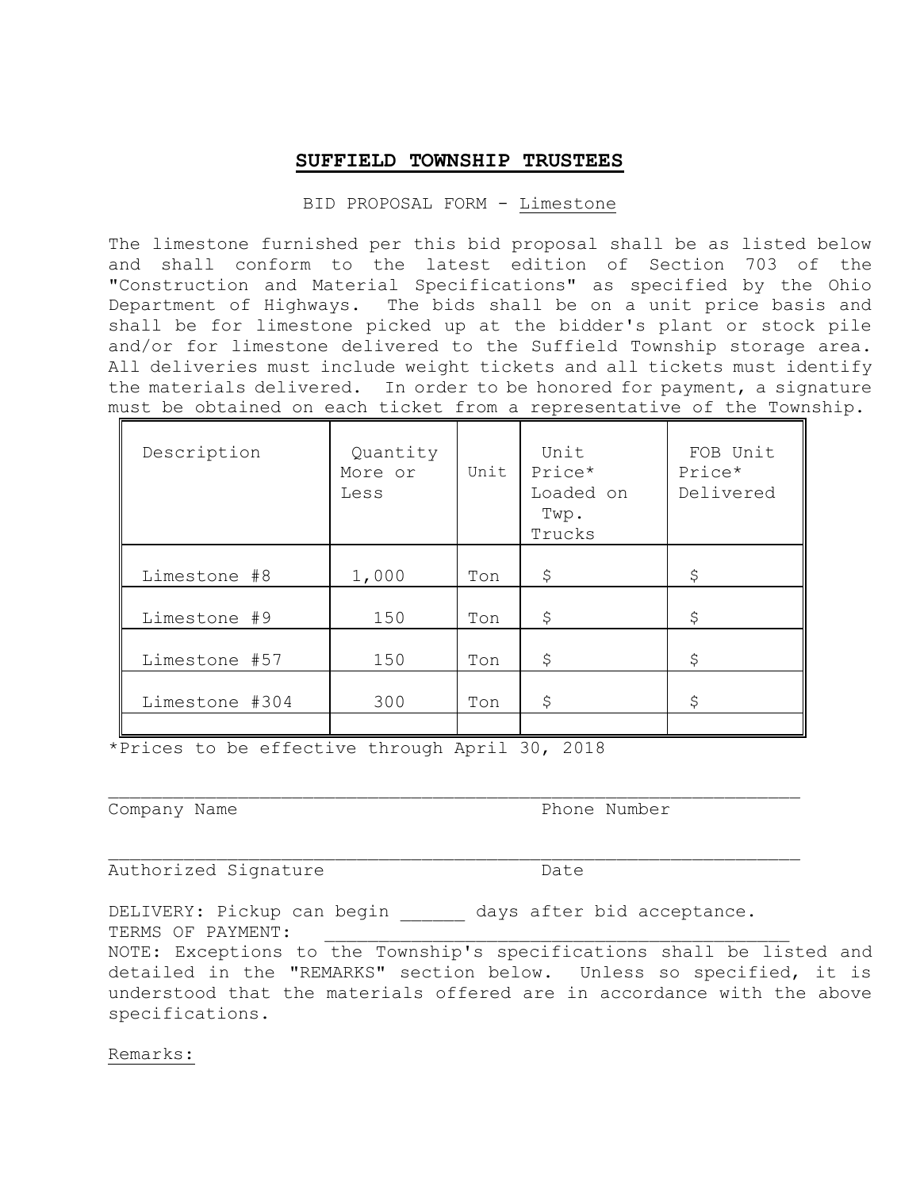# **SUFFIELD TOWNSHIP TRUSTEES**

BID PROPOSAL FORM - Limestone

The limestone furnished per this bid proposal shall be as listed below and shall conform to the latest edition of Section 703 of the "Construction and Material Specifications" as specified by the Ohio Department of Highways. The bids shall be on a unit price basis and shall be for limestone picked up at the bidder's plant or stock pile and/or for limestone delivered to the Suffield Township storage area. All deliveries must include weight tickets and all tickets must identify the materials delivered. In order to be honored for payment, a signature must be obtained on each ticket from a representative of the Township.

| Description | Quantity More or Less | Unit | Unit Price* Loaded on Twp. Trucks | FOB Unit Price* Delivered |
|---|---|---|---|---|
| Limestone #8 | 1,000 | Ton | $ | $ |
| Limestone #9 | 150 | Ton | $ | $ |
| Limestone #57 | 150 | Ton | $ | $ |
| Limestone #304 | 300 | Ton | $ | $ |
| | | | | |

*Prices to be effective through April 30, 2018

_______________________________________________________________

Company Name                                    Phone Number

_______________________________________________________________

Authorized Signature                            Date

DELIVERY: Pickup can begin ______ days after bid acceptance.

TERMS OF PAYMENT: ____________________________________________

NOTE: Exceptions to the Township's specifications shall be listed and detailed in the "REMARKS" section below. Unless so specified, it is understood that the materials offered are in accordance with the above specifications.

Remarks: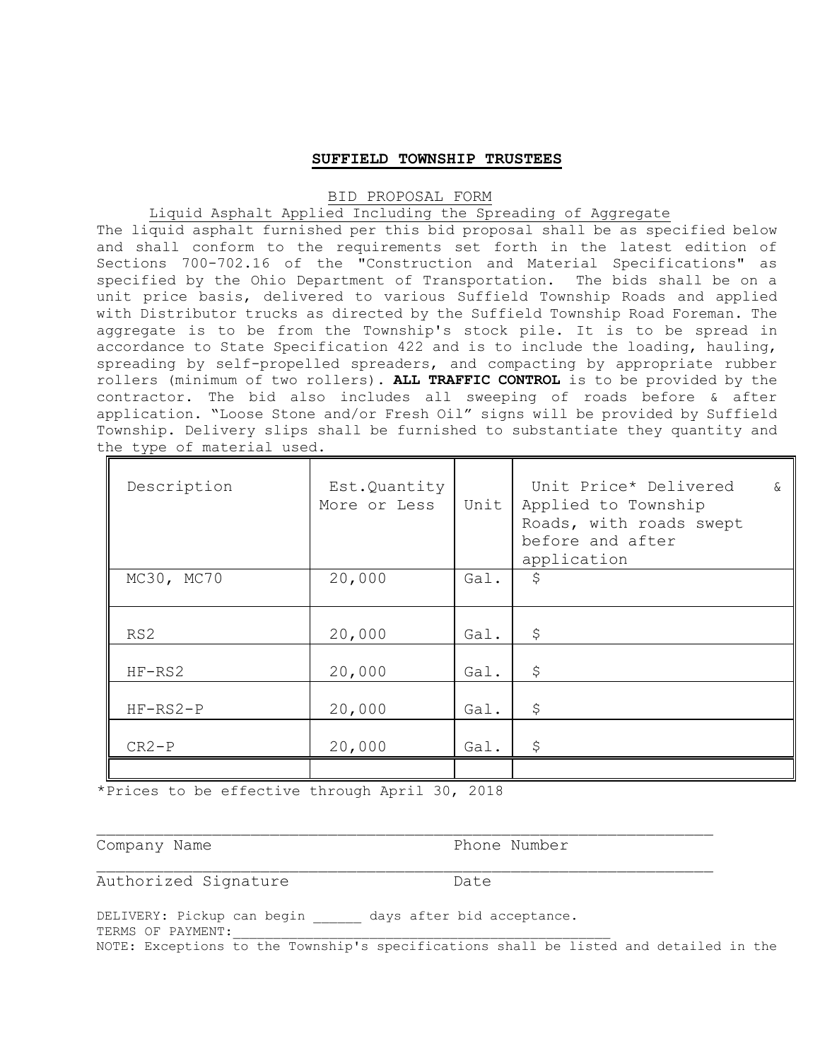## SUFFIELD TOWNSHIP TRUSTEES

BID PROPOSAL FORM

Liquid Asphalt Applied Including the Spreading of Aggregate

The liquid asphalt furnished per this bid proposal shall be as specified below and shall conform to the requirements set forth in the latest edition of Sections 700-702.16 of the "Construction and Material Specifications" as specified by the Ohio Department of Transportation. The bids shall be on a unit price basis, delivered to various Suffield Township Roads and applied with Distributor trucks as directed by the Suffield Township Road Foreman. The aggregate is to be from the Township's stock pile. It is to be spread in accordance to State Specification 422 and is to include the loading, hauling, spreading by self-propelled spreaders, and compacting by appropriate rubber rollers (minimum of two rollers). **ALL TRAFFIC CONTROL** is to be provided by the contractor. The bid also includes all sweeping of roads before & after application. "Loose Stone and/or Fresh Oil" signs will be provided by Suffield Township. Delivery slips shall be furnished to substantiate they quantity and the type of material used.

| Description | Est.Quantity More or Less | Unit | Unit Price* Delivered & Applied to Township Roads, with roads swept before and after application |
|---|---|---|---|
| MC30, MC70 | 20,000 | Gal. | $ |
| RS2 | 20,000 | Gal. | $ |
| HF-RS2 | 20,000 | Gal. | $ |
| HF-RS2-P | 20,000 | Gal. | $ |
| CR2-P | 20,000 | Gal. | $ |
| | | | |

*Prices to be effective through April 30, 2018

______________________________________________________________________

Company Name                                        Phone Number

______________________________________________________________________

Authorized Signature                                Date

DELIVERY: Pickup can begin ______ days after bid acceptance.

TERMS OF PAYMENT:_______________________________________________

NOTE: Exceptions to the Township's specifications shall be listed and detailed in the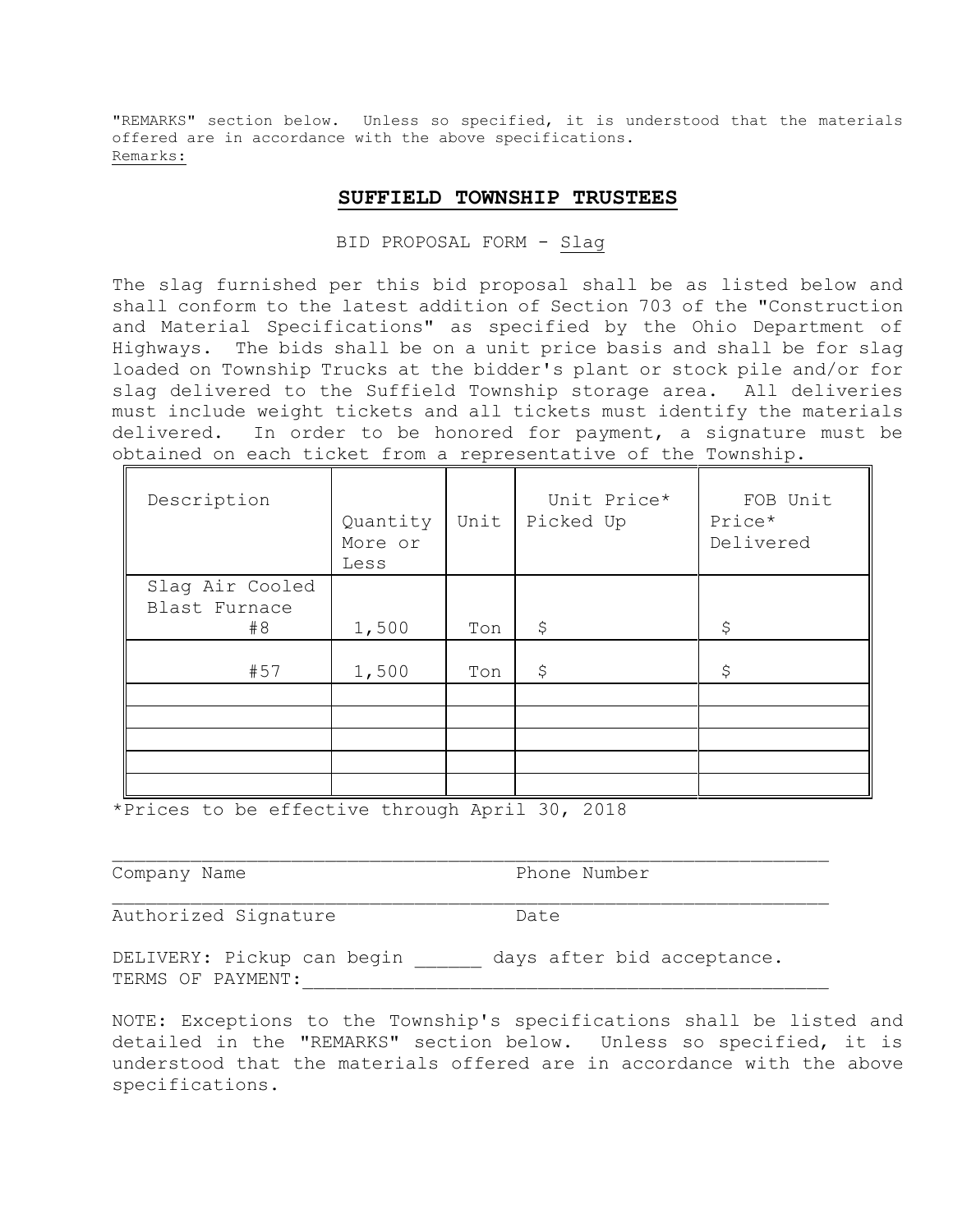"REMARKS" section below. Unless so specified, it is understood that the materials offered are in accordance with the above specifications.
Remarks:

## SUFFIELD TOWNSHIP TRUSTEES

BID PROPOSAL FORM - Slag

The slag furnished per this bid proposal shall be as listed below and shall conform to the latest addition of Section 703 of the "Construction and Material Specifications" as specified by the Ohio Department of Highways. The bids shall be on a unit price basis and shall be for slag loaded on Township Trucks at the bidder's plant or stock pile and/or for slag delivered to the Suffield Township storage area. All deliveries must include weight tickets and all tickets must identify the materials delivered. In order to be honored for payment, a signature must be obtained on each ticket from a representative of the Township.

| Description | Quantity More or Less | Unit | Unit Price* Picked Up | FOB Unit Price* Delivered |
|---|---|---|---|---|
| Slag Air Cooled Blast Furnace #8 | 1,500 | Ton | $ | $ |
| #57 | 1,500 | Ton | $ | $ |
| | | | | |
| | | | | |
| | | | | |
| | | | | |
| | | | | |

*Prices to be effective through April 30, 2018

______________________________________________________________
Company Name Phone Number

______________________________________________________________
Authorized Signature Date

DELIVERY: Pickup can begin ______ days after bid acceptance.
TERMS OF PAYMENT:____________________________________________

NOTE: Exceptions to the Township's specifications shall be listed and detailed in the "REMARKS" section below. Unless so specified, it is understood that the materials offered are in accordance with the above specifications.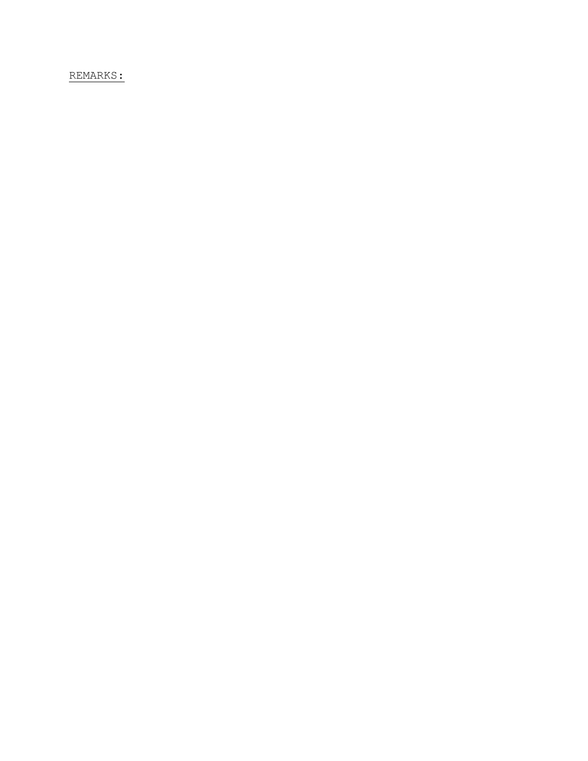REMARKS: